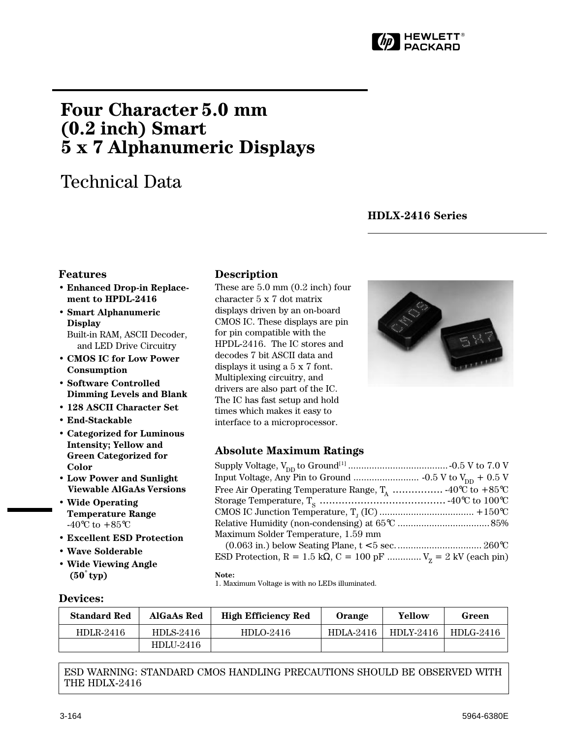# Four Character 5.0 mm (0.2 inch) Smart 5 x 7 Alphanumeric Displays

## Technical Data

**HDLX-2416 Series**

### Features

- **Enhanced Drop-in Replacement to HPDL-2416**
- **Smart Alphanumeric Display**
  Built-in RAM, ASCII Decoder, and LED Drive Circuitry
- **CMOS IC for Low Power Consumption**
- **Software Controlled Dimming Levels and Blank**
- **128 ASCII Character Set**
- **End-Stackable**
- **Categorized for Luminous Intensity; Yellow and Green Categorized for Color**
- **Low Power and Sunlight Viewable AlGaAs Versions**
- **Wide Operating Temperature Range**
  -40°C to +85°C
- **Excellent ESD Protection**
- **Wave Solderable**
- **Wide Viewing Angle (50° typ)**

### Description

These are 5.0 mm (0.2 inch) four character 5 x 7 dot matrix displays driven by an on-board CMOS IC. These displays are pin for pin compatible with the HPDL-2416. The IC stores and decodes 7 bit ASCII data and displays it using a 5 x 7 font. Multiplexing circuitry, and drivers are also part of the IC. The IC has fast setup and hold times which makes it easy to interface to a microprocessor.

### Absolute Maximum Ratings

Supply Voltage, $V_{DD}$ to Ground[1] ...................................... -0.5 V to 7.0 V
Input Voltage, Any Pin to Ground ......................... -0.5 V to $V_{DD}$ + 0.5 V
Free Air Operating Temperature Range, $T_A$ ................ -40°C to +85°C
Storage Temperature, $T_S$ ........................................ -40°C to 100°C
CMOS IC Junction Temperature, $T_J$ (IC) .................................... +150°C
Relative Humidity (non-condensing) at 65°C .................................. 85%
Maximum Solder Temperature, 1.59 mm
(0.063 in.) below Seating Plane, t <5 sec. ................................ 260°C
ESD Protection, R = 1.5 kΩ, C = 100 pF ............. $V_Z$ = 2 kV (each pin)

**Note:**
1. Maximum Voltage is with no LEDs illuminated.

### Devices:

| Standard Red | AlGaAs Red | High Efficiency Red | Orange | Yellow | Green |
|---|---|---|---|---|---|
| HDLR-2416 | HDLS-2416 | HDLO-2416 | HDLA-2416 | HDLY-2416 | HDLG-2416 |
| | HDLU-2416 | | | | |

ESD WARNING: STANDARD CMOS HANDLING PRECAUTIONS SHOULD BE OBSERVED WITH THE HDLX-2416

5964-6380E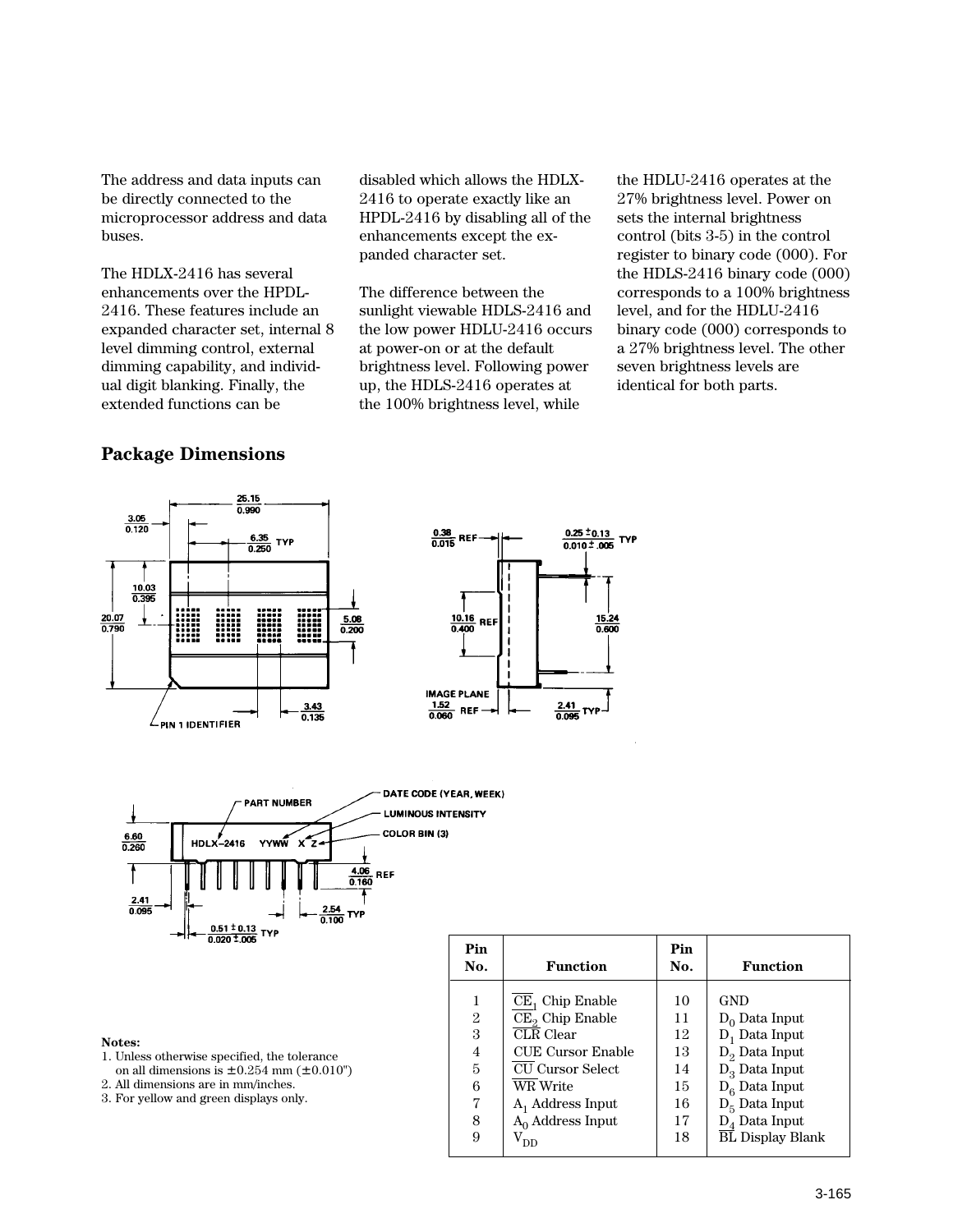The address and data inputs can be directly connected to the microprocessor address and data buses.

The HDLX-2416 has several enhancements over the HPDL-2416. These features include an expanded character set, internal 8 level dimming control, external dimming capability, and individual digit blanking. Finally, the extended functions can be disabled which allows the HDLX-2416 to operate exactly like an HPDL-2416 by disabling all of the enhancements except the expanded character set.

The difference between the sunlight viewable HDLS-2416 and the low power HDLU-2416 occurs at power-on or at the default brightness level. Following power up, the HDLS-2416 operates at the 100% brightness level, while the HDLU-2416 operates at the 27% brightness level. Power on sets the internal brightness control (bits 3-5) in the control register to binary code (000). For the HDLS-2416 binary code (000) corresponds to a 100% brightness level, and for the HDLU-2416 binary code (000) corresponds to a 27% brightness level. The other seven brightness levels are identical for both parts.

## Package Dimensions

Notes:
1. Unless otherwise specified, the tolerance on all dimensions is ±0.254 mm (±0.010")
2. All dimensions are in mm/inches.
3. For yellow and green displays only.

| Pin No. | Function | Pin No. | Function |
|---|---|---|---|
| 1 | $\overline{CE_1}$ Chip Enable | 10 | GND |
| 2 | $\overline{CE_2}$ Chip Enable | 11 | $D_0$ Data Input |
| 3 | $\overline{CLR}$ Clear | 12 | $D_1$ Data Input |
| 4 | CUE Cursor Enable | 13 | $D_2$ Data Input |
| 5 | $\overline{CU}$ Cursor Select | 14 | $D_3$ Data Input |
| 6 | $\overline{WR}$ Write | 15 | $D_6$ Data Input |
| 7 | $A_1$ Address Input | 16 | $D_5$ Data Input |
| 8 | $A_0$ Address Input | 17 | $D_4$ Data Input |
| 9 | $V_{DD}$ | 18 | $\overline{BL}$ Display Blank |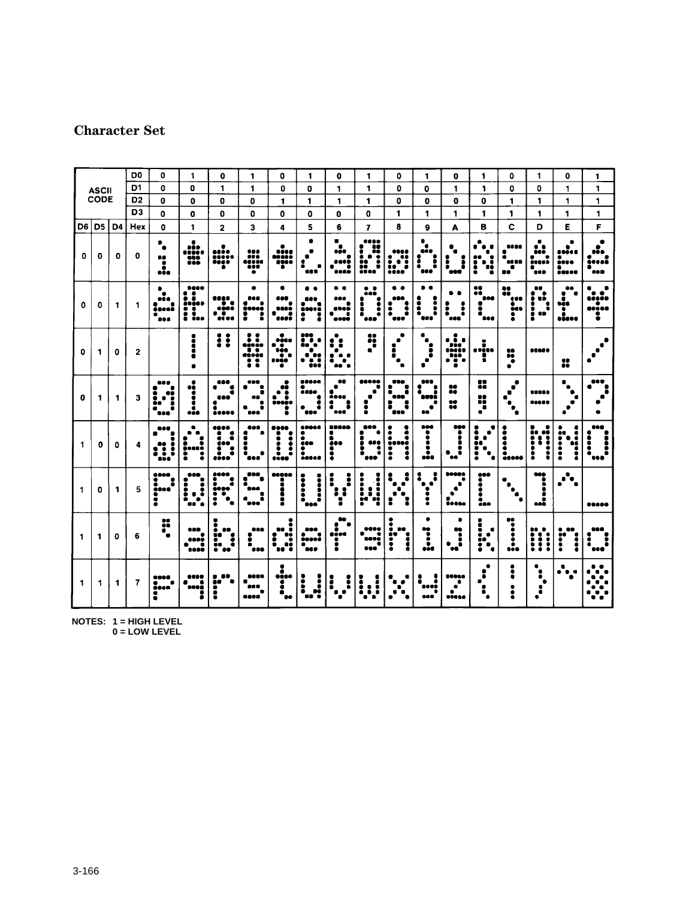## Character Set

| ASCII CODE | | | D0 | 0 | 1 | 0 | 1 | 0 | 1 | 0 | 1 | 0 | 1 | 0 | 1 | 0 | 1 | 0 | 1 |
|---|---|---|---|---|---|---|---|---|---|---|---|---|---|---|---|---|---|---|---|
| | | | D1 | 0 | 0 | 1 | 1 | 0 | 0 | 1 | 1 | 0 | 0 | 1 | 1 | 0 | 0 | 1 | 1 |
| | | | D2 | 0 | 0 | 0 | 0 | 1 | 1 | 1 | 1 | 0 | 0 | 0 | 0 | 1 | 1 | 1 | 1 |
| | | | D3 | 0 | 0 | 0 | 0 | 0 | 0 | 0 | 0 | 1 | 1 | 1 | 1 | 1 | 1 | 1 | 1 |
| D6 | D5 | D4 | Hex | 0 | 1 | 2 | 3 | 4 | 5 | 6 | 7 | 8 | 9 | A | B | C | D | E | F |
| 0 | 0 | 0 | 0 | | | | | | | | | | | | | | | | |
| 0 | 0 | 1 | 1 | | | | | | | | | | | | | | | | |
| 0 | 1 | 0 | 2 | | ! | " | # | $ | % | & | ' | ( | ) | * | + | , | - | . | / |
| 0 | 1 | 1 | 3 | 0 | 1 | 2 | 3 | 4 | 5 | 6 | 7 | 8 | 9 | : | ; | < | = | > | ? |
| 1 | 0 | 0 | 4 | @ | A | B | C | D | E | F | G | H | I | J | K | L | M | N | O |
| 1 | 0 | 1 | 5 | P | Q | R | S | T | U | V | W | X | Y | Z | [ | \ | ] | ^ | _ |
| 1 | 1 | 0 | 6 | ` | a | b | c | d | e | f | g | h | i | j | k | l | m | n | o |
| 1 | 1 | 1 | 7 | p | q | r | s | t | u | v | w | x | y | z | { | \| | } | ~ | |

NOTES: 1 = HIGH LEVEL
0 = LOW LEVEL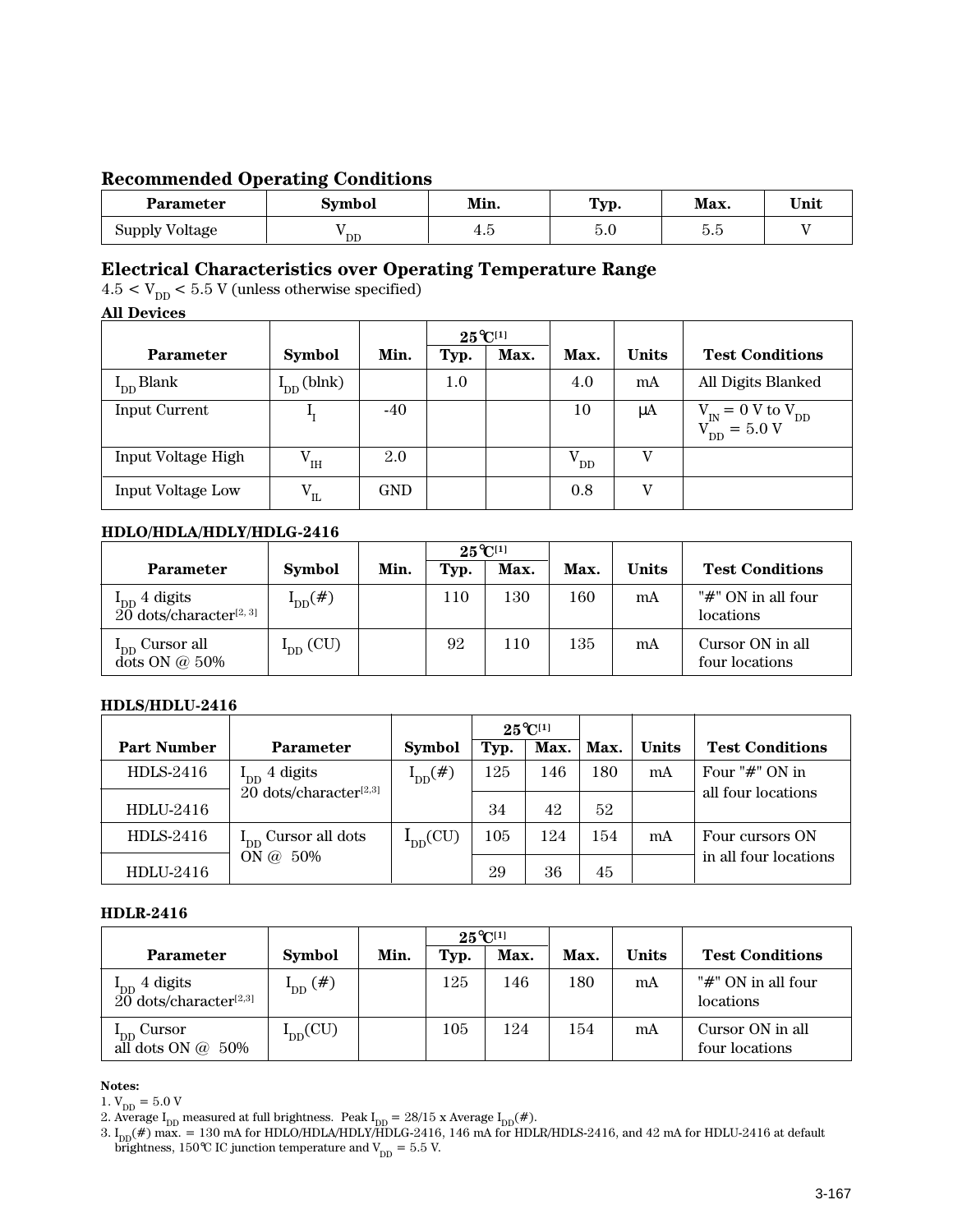## Recommended Operating Conditions

| Parameter | Symbol | Min. | Typ. | Max. | Unit |
|---|---|---|---|---|---|
| Supply Voltage | $V_{DD}$ | 4.5 | 5.0 | 5.5 | V |

## Electrical Characteristics over Operating Temperature Range

$4.5 < V_{DD} < 5.5$ V (unless otherwise specified)

**All Devices**

| Parameter | Symbol | Min. | 25°C[1] | | Max. | Units | Test Conditions |
|---|---|---|---|---|---|---|---|
| | | | Typ. | Max. | | | |
| $I_{DD}$ Blank | $I_{DD}$ (blnk) | | 1.0 | | 4.0 | mA | All Digits Blanked |
| Input Current | $I_I$ | -40 | | | 10 | μA | $V_{IN}$ = 0 V to $V_{DD}$ $V_{DD}$ = 5.0 V |
| Input Voltage High | $V_{IH}$ | 2.0 | | | $V_{DD}$ | V | |
| Input Voltage Low | $V_{IL}$ | GND | | | 0.8 | V | |

**HDLO/HDLA/HDLY/HDLG-2416**

| Parameter | Symbol | Min. | 25°C[1] | | Max. | Units | Test Conditions |
|---|---|---|---|---|---|---|---|
| | | | Typ. | Max. | | | |
| $I_{DD}$ 4 digits 20 dots/character[2, 3] | $I_{DD}$(#) | | 110 | 130 | 160 | mA | "#" ON in all four locations |
| $I_{DD}$ Cursor all dots ON @ 50% | $I_{DD}$ (CU) | | 92 | 110 | 135 | mA | Cursor ON in all four locations |

**HDLS/HDLU-2416**

| Part Number | Parameter | Symbol | 25°C[1] | | Max. | Units | Test Conditions |
|---|---|---|---|---|---|---|---|
| | | | Typ. | Max. | | | |
| HDLS-2416 | $I_{DD}$ 4 digits 20 dots/character[2,3] | $I_{DD}$(#) | 125 | 146 | 180 | mA | Four "#" ON in all four locations |
| HDLU-2416 | | | 34 | 42 | 52 | | |
| HDLS-2416 | $I_{DD}$ Cursor all dots ON @ 50% | $I_{DD}$(CU) | 105 | 124 | 154 | mA | Four cursors ON in all four locations |
| HDLU-2416 | | | 29 | 36 | 45 | | |

**HDLR-2416**

| Parameter | Symbol | Min. | 25°C[1] | | Max. | Units | Test Conditions |
|---|---|---|---|---|---|---|---|
| | | | Typ. | Max. | | | |
| $I_{DD}$ 4 digits 20 dots/character[2,3] | $I_{DD}$ (#) | | 125 | 146 | 180 | mA | "#" ON in all four locations |
| $I_{DD}$ Cursor all dots ON @ 50% | $I_{DD}$(CU) | | 105 | 124 | 154 | mA | Cursor ON in all four locations |

**Notes:**

1. $V_{DD}$ = 5.0 V
2. Average $I_{DD}$ measured at full brightness. Peak $I_{DD}$ = 28/15 x Average $I_{DD}$(#).
3. $I_{DD}$(#) max. = 130 mA for HDLO/HDLA/HDLY/HDLG-2416, 146 mA for HDLR/HDLS-2416, and 42 mA for HDLU-2416 at default brightness, 150°C IC junction temperature and $V_{DD}$ = 5.5 V.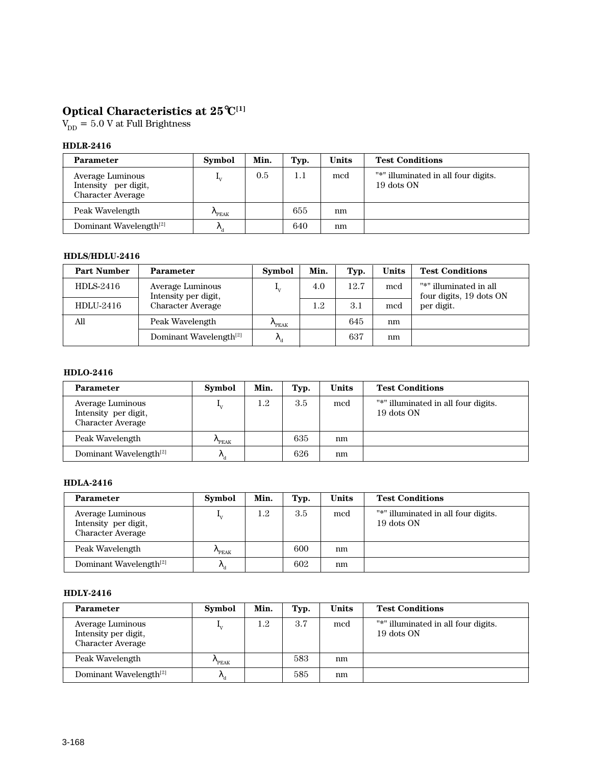## Optical Characteristics at 25°C[1]

$V_{DD}$ = 5.0 V at Full Brightness

### HDLR-2416

| Parameter | Symbol | Min. | Typ. | Units | Test Conditions |
|---|---|---|---|---|---|
| Average Luminous Intensity per digit, Character Average | $I_V$ | 0.5 | 1.1 | mcd | "*" illuminated in all four digits. 19 dots ON |
| Peak Wavelength | $\lambda_{PEAK}$ | | 655 | nm | |
| Dominant Wavelength[2] | $\lambda_d$ | | 640 | nm | |

### HDLS/HDLU-2416

| Part Number | Parameter | Symbol | Min. | Typ. | Units | Test Conditions |
|---|---|---|---|---|---|---|
| HDLS-2416 | Average Luminous Intensity per digit, Character Average | $I_V$ | 4.0 | 12.7 | mcd | "*" illuminated in all four digits, 19 dots ON per digit. |
| HDLU-2416 | | | 1.2 | 3.1 | mcd | |
| All | Peak Wavelength | $\lambda_{PEAK}$ | | 645 | nm | |
| | Dominant Wavelength[2] | $\lambda_d$ | | 637 | nm | |

### HDLO-2416

| Parameter | Symbol | Min. | Typ. | Units | Test Conditions |
|---|---|---|---|---|---|
| Average Luminous Intensity per digit, Character Average | $I_V$ | 1.2 | 3.5 | mcd | "*" illuminated in all four digits. 19 dots ON |
| Peak Wavelength | $\lambda_{PEAK}$ | | 635 | nm | |
| Dominant Wavelength[2] | $\lambda_d$ | | 626 | nm | |

### HDLA-2416

| Parameter | Symbol | Min. | Typ. | Units | Test Conditions |
|---|---|---|---|---|---|
| Average Luminous Intensity per digit, Character Average | $I_V$ | 1.2 | 3.5 | mcd | "*" illuminated in all four digits. 19 dots ON |
| Peak Wavelength | $\lambda_{PEAK}$ | | 600 | nm | |
| Dominant Wavelength[2] | $\lambda_d$ | | 602 | nm | |

### HDLY-2416

| Parameter | Symbol | Min. | Typ. | Units | Test Conditions |
|---|---|---|---|---|---|
| Average Luminous Intensity per digit, Character Average | $I_V$ | 1.2 | 3.7 | mcd | "*" illuminated in all four digits. 19 dots ON |
| Peak Wavelength | $\lambda_{PEAK}$ | | 583 | nm | |
| Dominant Wavelength[2] | $\lambda_d$ | | 585 | nm | |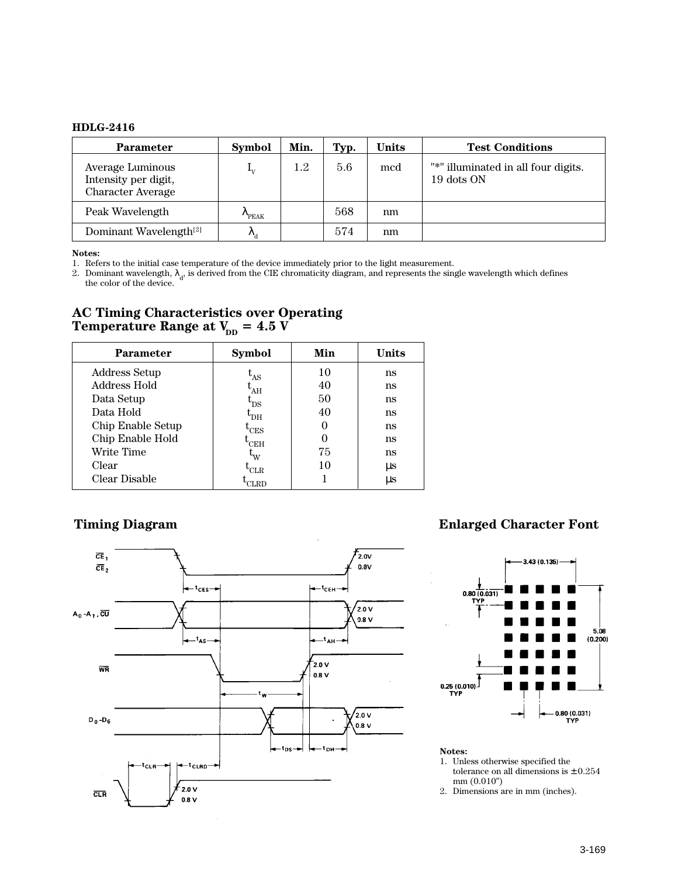**HDLG-2416**

| Parameter | Symbol | Min. | Typ. | Units | Test Conditions |
|---|---|---|---|---|---|
| Average Luminous Intensity per digit, Character Average | $I_V$ | 1.2 | 5.6 | mcd | "*" illuminated in all four digits. 19 dots ON |
| Peak Wavelength | $\lambda_{PEAK}$ | | 568 | nm | |
| Dominant Wavelength[2] | $\lambda_d$ | | 574 | nm | |

**Notes:**
1. Refers to the initial case temperature of the device immediately prior to the light measurement.
2. Dominant wavelength, $\lambda_d$, is derived from the CIE chromaticity diagram, and represents the single wavelength which defines the color of the device.

## AC Timing Characteristics over Operating Temperature Range at $V_{DD}$ = 4.5 V

| Parameter | Symbol | Min | Units |
|---|---|---|---|
| Address Setup | $t_{AS}$ | 10 | ns |
| Address Hold | $t_{AH}$ | 40 | ns |
| Data Setup | $t_{DS}$ | 50 | ns |
| Data Hold | $t_{DH}$ | 40 | ns |
| Chip Enable Setup | $t_{CES}$ | 0 | ns |
| Chip Enable Hold | $t_{CEH}$ | 0 | ns |
| Write Time | $t_W$ | 75 | ns |
| Clear | $t_{CLR}$ | 10 | µs |
| Clear Disable | $t_{CLRD}$ | 1 | µs |

## Timing Diagram

$\overline{CE}_1$, $\overline{CE}_2$, $A_0$-$A_1$, $\overline{CU}$, $\overline{WR}$, $D_0$-$D_6$, $\overline{CLR}$

2.0 V, 0.8 V

$t_{CES}$, $t_{CEH}$, $t_{AS}$, $t_{AH}$, $t_W$, $t_{DS}$, $t_{DH}$, $t_{CLR}$, $t_{CLRD}$

## Enlarged Character Font

3.43 (0.135)

0.80 (0.031) TYP

5.08 (0.200)

0.25 (0.010) TYP

0.80 (0.031) TYP

**Notes:**
1. Unless otherwise specified the tolerance on all dimensions is ±0.254 mm (0.010")
2. Dimensions are in mm (inches).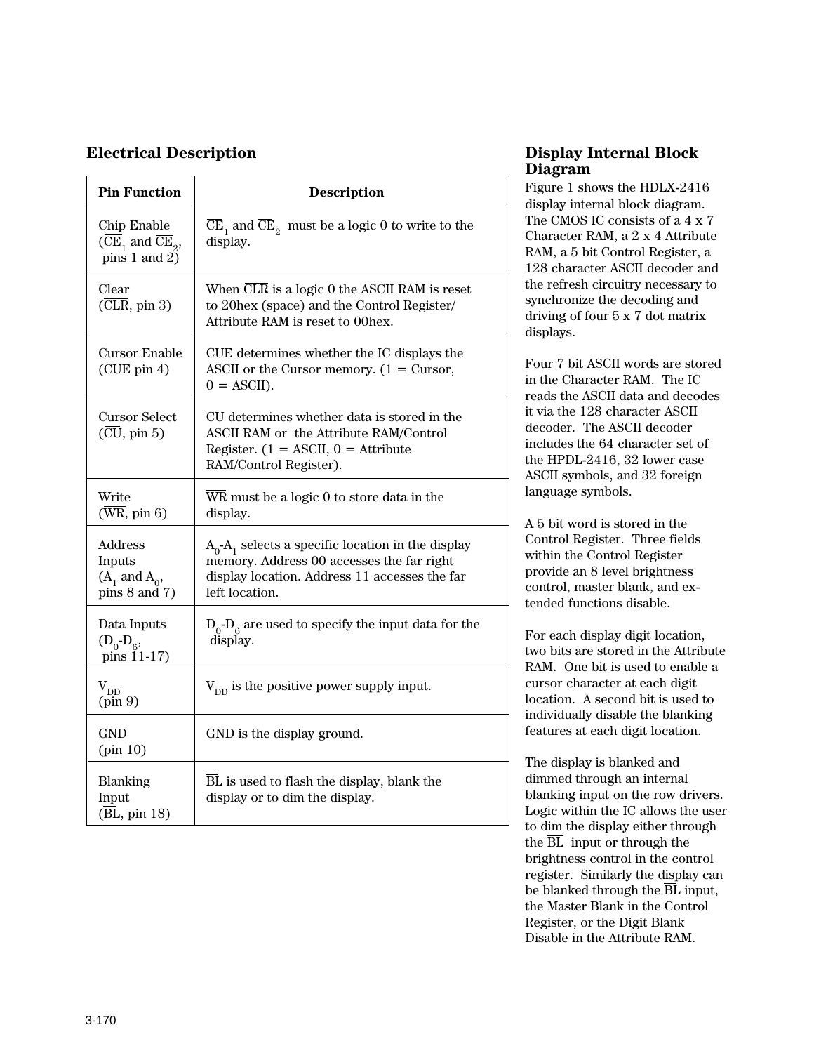## Electrical Description

| Pin Function | Description |
|---|---|
| Chip Enable ($\overline{CE}_1$ and $\overline{CE}_2$, pins 1 and 2) | $\overline{CE}_1$ and $\overline{CE}_2$ must be a logic 0 to write to the display. |
| Clear ($\overline{CLR}$, pin 3) | When $\overline{CLR}$ is a logic 0 the ASCII RAM is reset to 20hex (space) and the Control Register/ Attribute RAM is reset to 00hex. |
| Cursor Enable (CUE pin 4) | CUE determines whether the IC displays the ASCII or the Cursor memory. (1 = Cursor, 0 = ASCII). |
| Cursor Select ($\overline{CU}$, pin 5) | $\overline{CU}$ determines whether data is stored in the ASCII RAM or the Attribute RAM/Control Register. (1 = ASCII, 0 = Attribute RAM/Control Register). |
| Write ($\overline{WR}$, pin 6) | $\overline{WR}$ must be a logic 0 to store data in the display. |
| Address Inputs ($A_1$ and $A_0$, pins 8 and 7) | $A_0$-$A_1$ selects a specific location in the display memory. Address 00 accesses the far right display location. Address 11 accesses the far left location. |
| Data Inputs ($D_0$-$D_6$, pins 11-17) | $D_0$-$D_6$ are used to specify the input data for the display. |
| $V_{DD}$ (pin 9) | $V_{DD}$ is the positive power supply input. |
| GND (pin 10) | GND is the display ground. |
| Blanking Input ($\overline{BL}$, pin 18) | $\overline{BL}$ is used to flash the display, blank the display or to dim the display. |

## Display Internal Block Diagram

Figure 1 shows the HDLX-2416 display internal block diagram. The CMOS IC consists of a 4 x 7 Character RAM, a 2 x 4 Attribute RAM, a 5 bit Control Register, a 128 character ASCII decoder and the refresh circuitry necessary to synchronize the decoding and driving of four 5 x 7 dot matrix displays.

Four 7 bit ASCII words are stored in the Character RAM. The IC reads the ASCII data and decodes it via the 128 character ASCII decoder. The ASCII decoder includes the 64 character set of the HPDL-2416, 32 lower case ASCII symbols, and 32 foreign language symbols.

A 5 bit word is stored in the Control Register. Three fields within the Control Register provide an 8 level brightness control, master blank, and extended functions disable.

For each display digit location, two bits are stored in the Attribute RAM. One bit is used to enable a cursor character at each digit location. A second bit is used to individually disable the blanking features at each digit location.

The display is blanked and dimmed through an internal blanking input on the row drivers. Logic within the IC allows the user to dim the display either through the $\overline{BL}$ input or through the brightness control in the control register. Similarly the display can be blanked through the $\overline{BL}$ input, the Master Blank in the Control Register, or the Digit Blank Disable in the Attribute RAM.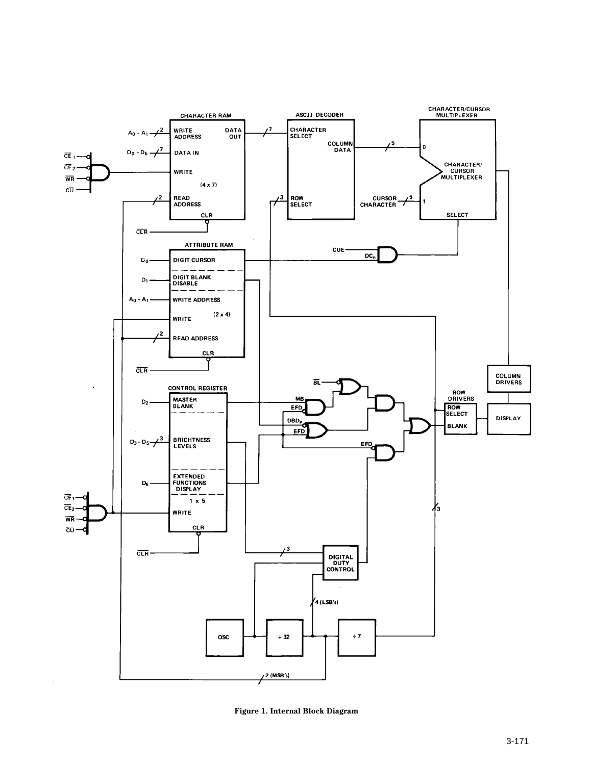Figure 1. Internal Block Diagram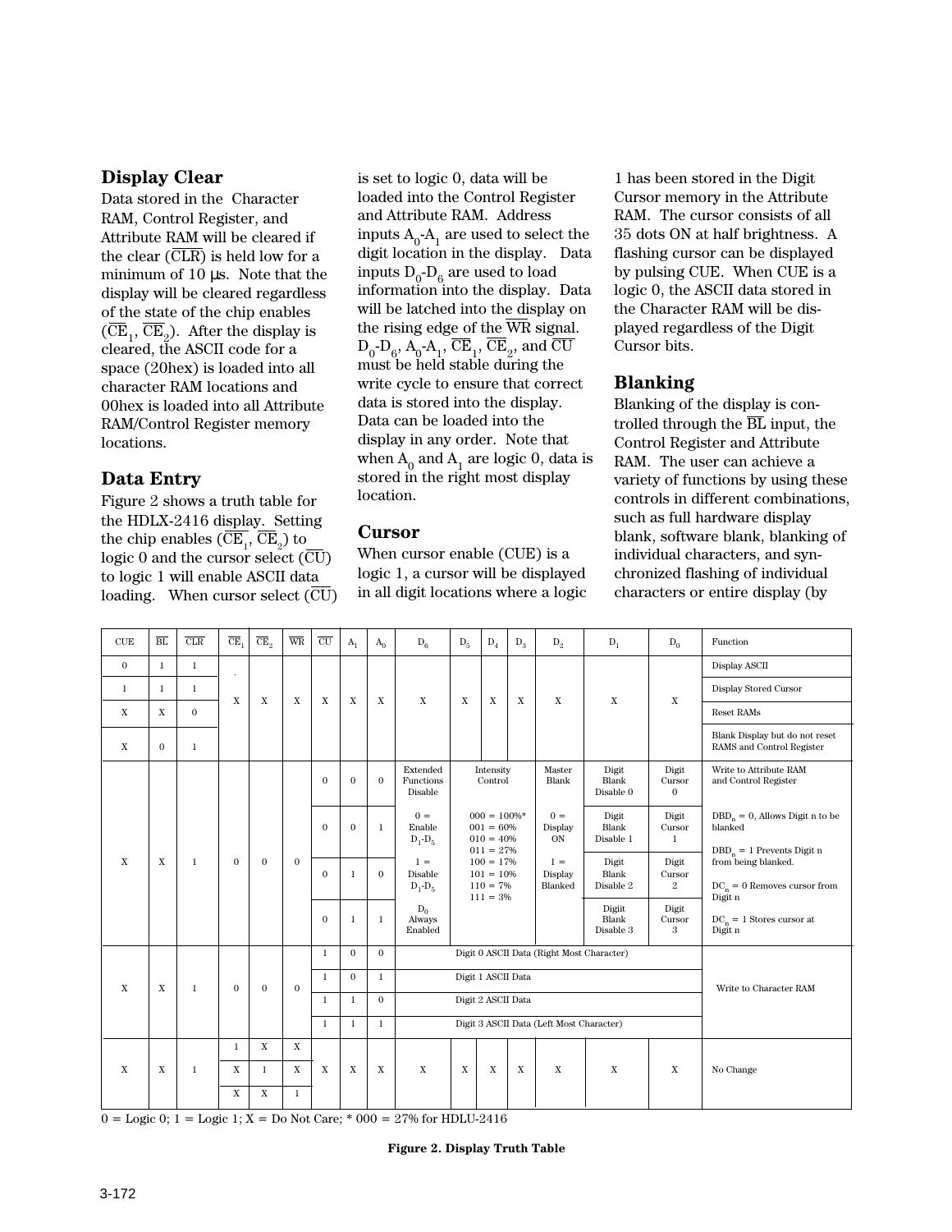## Display Clear

Data stored in the Character RAM, Control Register, and Attribute RAM will be cleared if the clear ($\overline{CLR}$) is held low for a minimum of 10 µs. Note that the display will be cleared regardless of the state of the chip enables ($\overline{CE}_1$, $\overline{CE}_2$). After the display is cleared, the ASCII code for a space (20hex) is loaded into all character RAM locations and 00hex is loaded into all Attribute RAM/Control Register memory locations.

## Data Entry

Figure 2 shows a truth table for the HDLX-2416 display. Setting the chip enables ($\overline{CE}_1$, $\overline{CE}_2$) to logic 0 and the cursor select ($\overline{CU}$) to logic 1 will enable ASCII data loading. When cursor select ($\overline{CU}$) is set to logic 0, data will be loaded into the Control Register and Attribute RAM. Address inputs $A_0$-$A_1$ are used to select the digit location in the display. Data inputs $D_0$-$D_6$ are used to load information into the display. Data will be latched into the display on the rising edge of the $\overline{WR}$ signal. $D_0$-$D_6$, $A_0$-$A_1$, $\overline{CE}_1$, $\overline{CE}_2$, and $\overline{CU}$ must be held stable during the write cycle to ensure that correct data is stored into the display. Data can be loaded into the display in any order. Note that when $A_0$ and $A_1$ are logic 0, data is stored in the right most display location.

## Cursor

When cursor enable (CUE) is a logic 1, a cursor will be displayed in all digit locations where a logic 1 has been stored in the Digit Cursor memory in the Attribute RAM. The cursor consists of all 35 dots ON at half brightness. A flashing cursor can be displayed by pulsing CUE. When CUE is a logic 0, the ASCII data stored in the Character RAM will be displayed regardless of the Digit Cursor bits.

## Blanking

Blanking of the display is controlled through the $\overline{BL}$ input, the Control Register and Attribute RAM. The user can achieve a variety of functions by using these controls in different combinations, such as full hardware display blank, software blank, blanking of individual characters, and synchronized flashing of individual characters or entire display (by

| CUE | $\overline{BL}$ | $\overline{CLR}$ | $\overline{CE}_1$ | $\overline{CE}_2$ | $\overline{WR}$ | $\overline{CU}$ | $A_1$ | $A_0$ | $D_6$ | $D_5$ | $D_4$ | $D_3$ | $D_2$ | $D_1$ | $D_0$ | Function |
|---|---|---|---|---|---|---|---|---|---|---|---|---|---|---|---|---|
| 0 | 1 | 1 | X | X | X | X | X | X | X | X | X | X | X | X | X | Display ASCII |
| 1 | 1 | 1 | | | | | | | | | | | | | | Display Stored Cursor |
| X | X | 0 | | | | | | | | | | | | | | Reset RAMs |
| X | 0 | 1 | | | | | | | | | | | | | | Blank Display but do not reset RAMS and Control Register |
| X | X | 1 | 0 | 0 | 0 | 0 | 0 | 0 | Extended Functions Disable | Intensity Control | | | Master Blank | Digit Blank Disable 0 | Digit Cursor 0 | Write to Attribute RAM and Control Register |
| | | | | | | 0 | 0 | 1 | 0 = Enable $D_1$-$D_5$ | 000 = 100%* 001 = 60% 010 = 40% 011 = 27% | | | 0 = Display ON | Digit Blank Disable 1 | Digit Cursor 1 | $DBD_n$ = 0, Allows Digit n to be blanked; $DBD_n$ = 1 Prevents Digit n from being blanked. |
| | | | | | | 0 | 1 | 0 | 1 = Disable $D_1$-$D_5$ | 100 = 17% 101 = 10% 110 = 7% 111 = 3% | | | 1 = Display Blanked | Digit Blank Disable 2 | Digit Cursor 2 | $DC_n$ = 0 Removes cursor from Digit n |
| | | | | | | 0 | 1 | 1 | $D_0$ Always Enabled | | | | | Digit Blank Disable 3 | Digit Cursor 3 | $DC_n$ = 1 Stores cursor at Digit n |
| X | X | 1 | 0 | 0 | 0 | 1 | 0 | 0 | Digit 0 ASCII Data (Right Most Character) | | | | | | | Write to Character RAM |
| | | | | | | 1 | 0 | 1 | Digit 1 ASCII Data | | | | | | | |
| | | | | | | 1 | 1 | 0 | Digit 2 ASCII Data | | | | | | | |
| | | | | | | 1 | 1 | 1 | Digit 3 ASCII Data (Left Most Character) | | | | | | | |
| X | X | 1 | 1 | X | X | X | X | X | X | X | X | X | X | X | X | No Change |
| | | | X | 1 | X | | | | | | | | | | | |
| | | | X | X | 1 | | | | | | | | | | | |

0 = Logic 0; 1 = Logic 1; X = Do Not Care; * 000 = 27% for HDLU-2416

**Figure 2. Display Truth Table**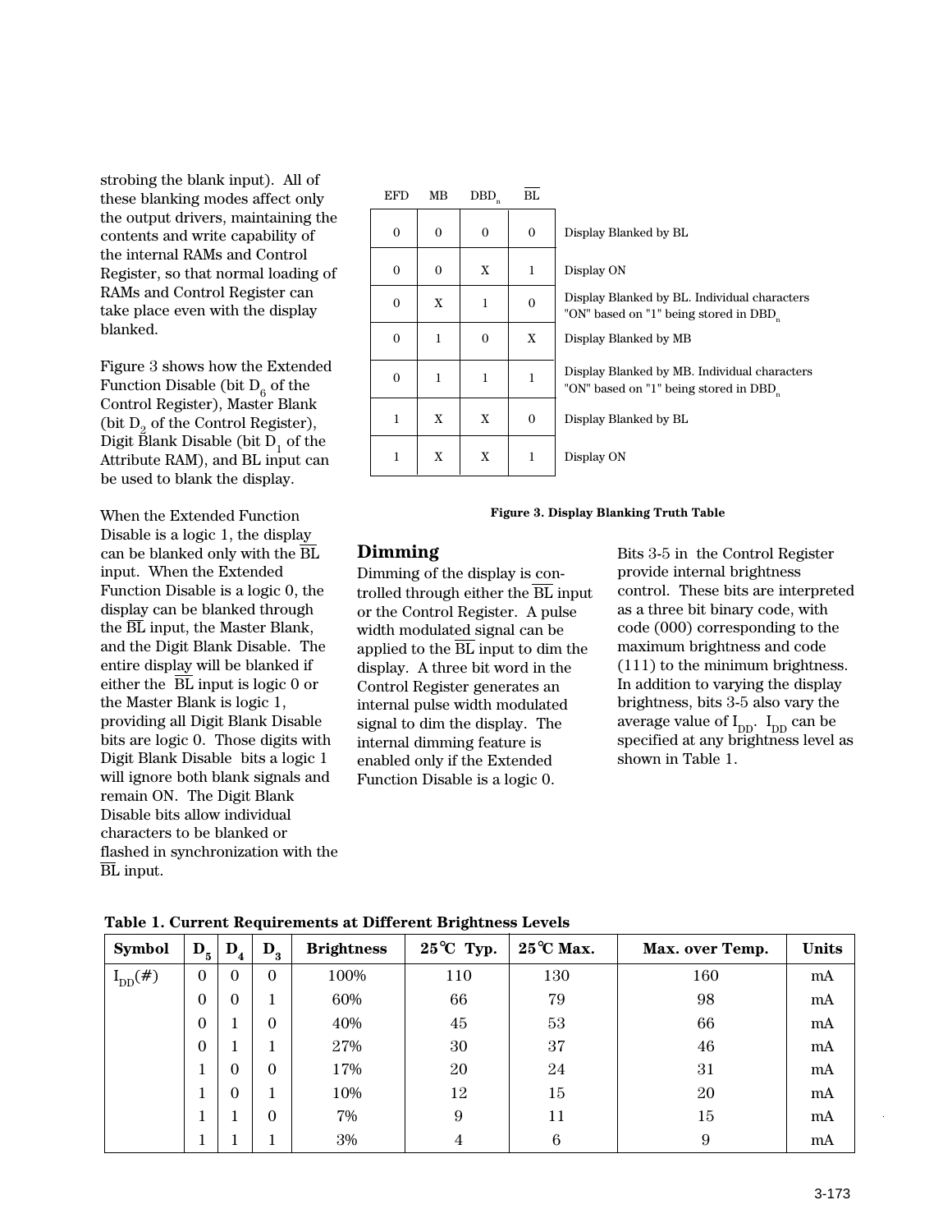strobing the blank input). All of these blanking modes affect only the output drivers, maintaining the contents and write capability of the internal RAMs and Control Register, so that normal loading of RAMs and Control Register can take place even with the display blanked.

Figure 3 shows how the Extended Function Disable (bit $D_6$ of the Control Register), Master Blank (bit $D_2$ of the Control Register), Digit Blank Disable (bit $D_1$ of the Attribute RAM), and BL input can be used to blank the display.

When the Extended Function Disable is a logic 1, the display can be blanked only with the $\overline{BL}$ input. When the Extended Function Disable is a logic 0, the display can be blanked through the $\overline{BL}$ input, the Master Blank, and the Digit Blank Disable. The entire display will be blanked if either the $\overline{BL}$ input is logic 0 or the Master Blank is logic 1, providing all Digit Blank Disable bits are logic 0. Those digits with Digit Blank Disable bits a logic 1 will ignore both blank signals and remain ON. The Digit Blank Disable bits allow individual characters to be blanked or flashed in synchronization with the $\overline{BL}$ input.

| EFD | MB | $DBD_n$ | $\overline{BL}$ | |
|---|---|---|---|---|
| 0 | 0 | 0 | 0 | Display Blanked by BL |
| 0 | 0 | X | 1 | Display ON |
| 0 | X | 1 | 0 | Display Blanked by BL. Individual characters "ON" based on "1" being stored in $DBD_n$ |
| 0 | 1 | 0 | X | Display Blanked by MB |
| 0 | 1 | 1 | 1 | Display Blanked by MB. Individual characters "ON" based on "1" being stored in $DBD_n$ |
| 1 | X | X | 0 | Display Blanked by BL |
| 1 | X | X | 1 | Display ON |

**Figure 3. Display Blanking Truth Table**

## Dimming

Dimming of the display is controlled through either the $\overline{BL}$ input or the Control Register. A pulse width modulated signal can be applied to the $\overline{BL}$ input to dim the display. A three bit word in the Control Register generates an internal pulse width modulated signal to dim the display. The internal dimming feature is enabled only if the Extended Function Disable is a logic 0.

Bits 3-5 in the Control Register provide internal brightness control. These bits are interpreted as a three bit binary code, with code (000) corresponding to the maximum brightness and code (111) to the minimum brightness. In addition to varying the display brightness, bits 3-5 also vary the average value of $I_{DD}$. $I_{DD}$ can be specified at any brightness level as shown in Table 1.

**Table 1. Current Requirements at Different Brightness Levels**

| Symbol | $D_5$ | $D_4$ | $D_3$ | Brightness | 25°C Typ. | 25°C Max. | Max. over Temp. | Units |
|---|---|---|---|---|---|---|---|---|
| $I_{DD}$(#) | 0 | 0 | 0 | 100% | 110 | 130 | 160 | mA |
| | 0 | 0 | 1 | 60% | 66 | 79 | 98 | mA |
| | 0 | 1 | 0 | 40% | 45 | 53 | 66 | mA |
| | 0 | 1 | 1 | 27% | 30 | 37 | 46 | mA |
| | 1 | 0 | 0 | 17% | 20 | 24 | 31 | mA |
| | 1 | 0 | 1 | 10% | 12 | 15 | 20 | mA |
| | 1 | 1 | 0 | 7% | 9 | 11 | 15 | mA |
| | 1 | 1 | 1 | 3% | 4 | 6 | 9 | mA |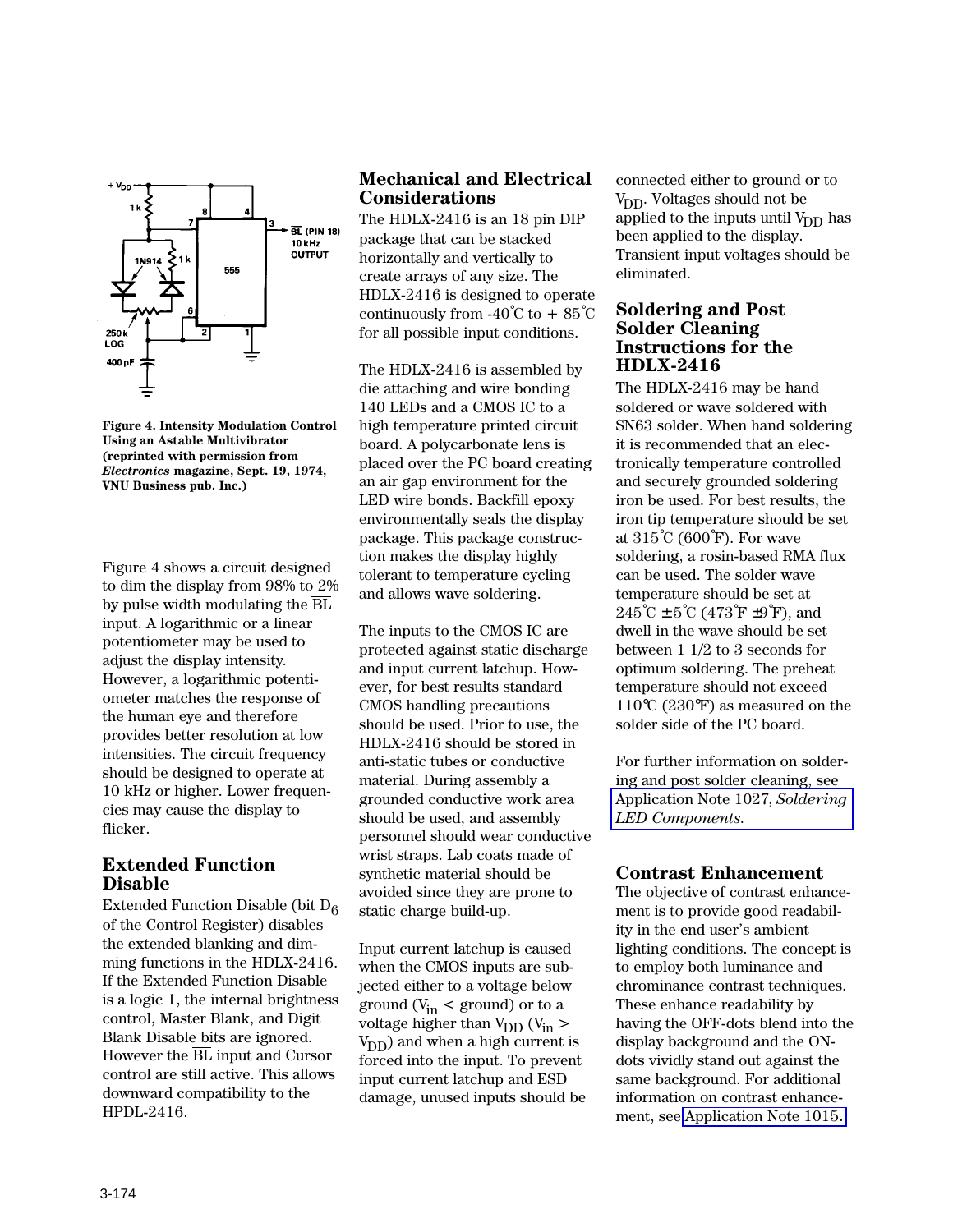+ $V_{DD}$

1 k

8

4

7

3

$\overline{BL}$ (PIN 18)
10 kHz
OUTPUT

1N914

1 k

555

6

250 k
LOG

2

1

400 pF

**Figure 4. Intensity Modulation Control Using an Astable Multivibrator (reprinted with permission from *Electronics* magazine, Sept. 19, 1974, VNU Business pub. Inc.)**

Figure 4 shows a circuit designed to dim the display from 98% to 2% by pulse width modulating the $\overline{BL}$ input. A logarithmic or a linear potentiometer may be used to adjust the display intensity. However, a logarithmic potentiometer matches the response of the human eye and therefore provides better resolution at low intensities. The circuit frequency should be designed to operate at 10 kHz or higher. Lower frequencies may cause the display to flicker.

## Extended Function Disable

Extended Function Disable (bit $D_6$ of the Control Register) disables the extended blanking and dimming functions in the HDLX-2416. If the Extended Function Disable is a logic 1, the internal brightness control, Master Blank, and Digit Blank Disable bits are ignored. However the $\overline{BL}$ input and Cursor control are still active. This allows downward compatibility to the HPDL-2416.

## Mechanical and Electrical Considerations

The HDLX-2416 is an 18 pin DIP package that can be stacked horizontally and vertically to create arrays of any size. The HDLX-2416 is designed to operate continuously from -40°C to + 85°C for all possible input conditions.

The HDLX-2416 is assembled by die attaching and wire bonding 140 LEDs and a CMOS IC to a high temperature printed circuit board. A polycarbonate lens is placed over the PC board creating an air gap environment for the LED wire bonds. Backfill epoxy environmentally seals the display package. This package construction makes the display highly tolerant to temperature cycling and allows wave soldering.

The inputs to the CMOS IC are protected against static discharge and input current latchup. However, for best results standard CMOS handling precautions should be used. Prior to use, the HDLX-2416 should be stored in anti-static tubes or conductive material. During assembly a grounded conductive work area should be used, and assembly personnel should wear conductive wrist straps. Lab coats made of synthetic material should be avoided since they are prone to static charge build-up.

Input current latchup is caused when the CMOS inputs are subjected either to a voltage below ground ($V_{in}$ < ground) or to a voltage higher than $V_{DD}$ ($V_{in} > V_{DD}$) and when a high current is forced into the input. To prevent input current latchup and ESD damage, unused inputs should be connected either to ground or to $V_{DD}$. Voltages should not be applied to the inputs until $V_{DD}$ has been applied to the display. Transient input voltages should be eliminated.

## Soldering and Post Solder Cleaning Instructions for the HDLX-2416

The HDLX-2416 may be hand soldered or wave soldered with SN63 solder. When hand soldering it is recommended that an electronically temperature controlled and securely grounded soldering iron be used. For best results, the iron tip temperature should be set at 315°C (600°F). For wave soldering, a rosin-based RMA flux can be used. The solder wave temperature should be set at 245°C ±5°C (473°F ±9°F), and dwell in the wave should be set between 1 1/2 to 3 seconds for optimum soldering. The preheat temperature should not exceed 110°C (230°F) as measured on the solder side of the PC board.

For further information on soldering and post solder cleaning, see Application Note 1027, *Soldering LED Components*.

## Contrast Enhancement

The objective of contrast enhancement is to provide good readability in the end user's ambient lighting conditions. The concept is to employ both luminance and chrominance contrast techniques. These enhance readability by having the OFF-dots blend into the display background and the ON-dots vividly stand out against the same background. For additional information on contrast enhancement, see Application Note 1015.